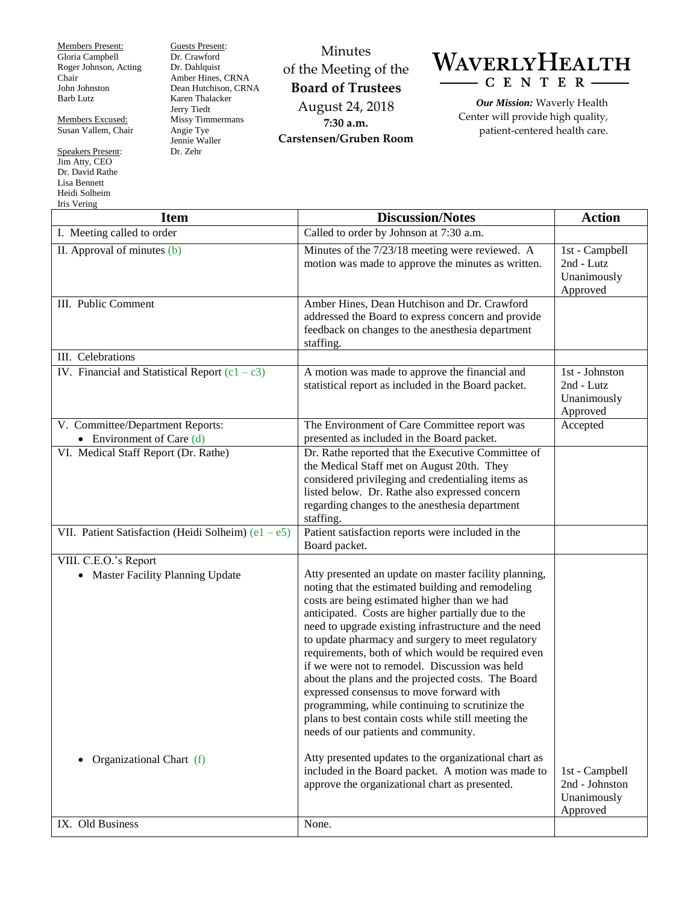Members Present:
Gloria Campbell
Roger Johnson, Acting Chair
John Johnston
Barb Lutz

Members Excused:
Susan Vallem, Chair

Speakers Present:
Jim Atty, CEO
Dr. David Rathe
Lisa Bennett
Heidi Solheim
Iris Vering

Guests Present:
Dr. Crawford
Dr. Dahlquist
Amber Hines, CRNA
Dean Hutchison, CRNA
Karen Thalacker
Jerry Tiedt
Missy Timmermans
Angie Tye
Jennie Waller
Dr. Zehr

# Minutes of the Meeting of the **Board of Trustees**

August 24, 2018
**7:30 a.m.**
**Carstensen/Gruben Room**

# WAVERLY HEALTH CENTER

***Our Mission:*** Waverly Health Center will provide high quality, patient-centered health care.

| Item | Discussion/Notes | Action |
|---|---|---|
| I. Meeting called to order | Called to order by Johnson at 7:30 a.m. | |
| II. Approval of minutes (b) | Minutes of the 7/23/18 meeting were reviewed. A motion was made to approve the minutes as written. | 1st - Campbell<br>2nd - Lutz<br>Unanimously Approved |
| III. Public Comment | Amber Hines, Dean Hutchison and Dr. Crawford addressed the Board to express concern and provide feedback on changes to the anesthesia department staffing. | |
| III. Celebrations | | |
| IV. Financial and Statistical Report (c1 – c3) | A motion was made to approve the financial and statistical report as included in the Board packet. | 1st - Johnston<br>2nd - Lutz<br>Unanimously Approved |
| V. Committee/Department Reports:<br>• Environment of Care (d) | The Environment of Care Committee report was presented as included in the Board packet. | Accepted |
| VI. Medical Staff Report (Dr. Rathe) | Dr. Rathe reported that the Executive Committee of the Medical Staff met on August 20th. They considered privileging and credentialing items as listed below. Dr. Rathe also expressed concern regarding changes to the anesthesia department staffing. | |
| VII. Patient Satisfaction (Heidi Solheim) (e1 – e5) | Patient satisfaction reports were included in the Board packet. | |
| VIII. C.E.O.'s Report<br>• Master Facility Planning Update | Atty presented an update on master facility planning, noting that the estimated building and remodeling costs are being estimated higher than we had anticipated. Costs are higher partially due to the need to upgrade existing infrastructure and the need to update pharmacy and surgery to meet regulatory requirements, both of which would be required even if we were not to remodel. Discussion was held about the plans and the projected costs. The Board expressed consensus to move forward with programming, while continuing to scrutinize the plans to best contain costs while still meeting the needs of our patients and community. | |
| • Organizational Chart (f) | Atty presented updates to the organizational chart as included in the Board packet. A motion was made to approve the organizational chart as presented. | 1st - Campbell<br>2nd - Johnston<br>Unanimously Approved |
| IX. Old Business | None. | |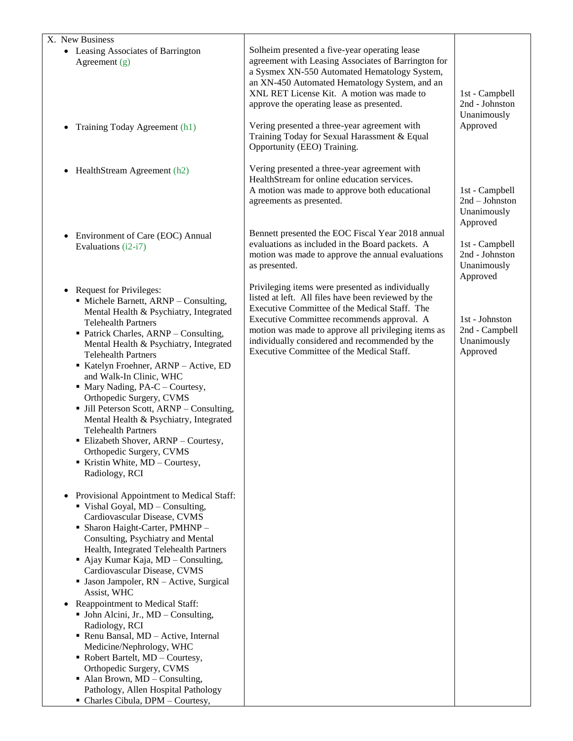| X. New Business | | |
|---|---|---|
| • Leasing Associates of Barrington Agreement (g) | Solheim presented a five-year operating lease agreement with Leasing Associates of Barrington for a Sysmex XN-550 Automated Hematology System, an XN-450 Automated Hematology System, and an XNL RET License Kit. A motion was made to approve the operating lease as presented. | 1st - Campbell<br>2nd - Johnston<br>Unanimously Approved |
| • Training Today Agreement (h1) | Vering presented a three-year agreement with Training Today for Sexual Harassment & Equal Opportunity (EEO) Training. | |
| • HealthStream Agreement (h2) | Vering presented a three-year agreement with HealthStream for online education services.<br>A motion was made to approve both educational agreements as presented. | 1st - Campbell<br>2nd – Johnston<br>Unanimously Approved |
| • Environment of Care (EOC) Annual Evaluations (i2-i7) | Bennett presented the EOC Fiscal Year 2018 annual evaluations as included in the Board packets. A motion was made to approve the annual evaluations as presented. | 1st - Campbell<br>2nd - Johnston<br>Unanimously Approved |
| • Request for Privileges:<br>▪ Michele Barnett, ARNP – Consulting, Mental Health & Psychiatry, Integrated Telehealth Partners<br>▪ Patrick Charles, ARNP – Consulting, Mental Health & Psychiatry, Integrated Telehealth Partners<br>▪ Katelyn Froehner, ARNP – Active, ED and Walk-In Clinic, WHC<br>▪ Mary Nading, PA-C – Courtesy, Orthopedic Surgery, CVMS<br>▪ Jill Peterson Scott, ARNP – Consulting, Mental Health & Psychiatry, Integrated Telehealth Partners<br>▪ Elizabeth Shover, ARNP – Courtesy, Orthopedic Surgery, CVMS<br>▪ Kristin White, MD – Courtesy, Radiology, RCI<br><br>• Provisional Appointment to Medical Staff:<br>▪ Vishal Goyal, MD – Consulting, Cardiovascular Disease, CVMS<br>▪ Sharon Haight-Carter, PMHNP – Consulting, Psychiatry and Mental Health, Integrated Telehealth Partners<br>▪ Ajay Kumar Kaja, MD – Consulting, Cardiovascular Disease, CVMS<br>▪ Jason Jampoler, RN – Active, Surgical Assist, WHC<br>• Reappointment to Medical Staff:<br>▪ John Alcini, Jr., MD – Consulting, Radiology, RCI<br>▪ Renu Bansal, MD – Active, Internal Medicine/Nephrology, WHC<br>▪ Robert Bartelt, MD – Courtesy, Orthopedic Surgery, CVMS<br>▪ Alan Brown, MD – Consulting, Pathology, Allen Hospital Pathology<br>▪ Charles Cibula, DPM – Courtesy, | Privileging items were presented as individually listed at left. All files have been reviewed by the Executive Committee of the Medical Staff. The Executive Committee recommends approval. A motion was made to approve all privileging items as individually considered and recommended by the Executive Committee of the Medical Staff. | 1st - Johnston<br>2nd - Campbell<br>Unanimously Approved |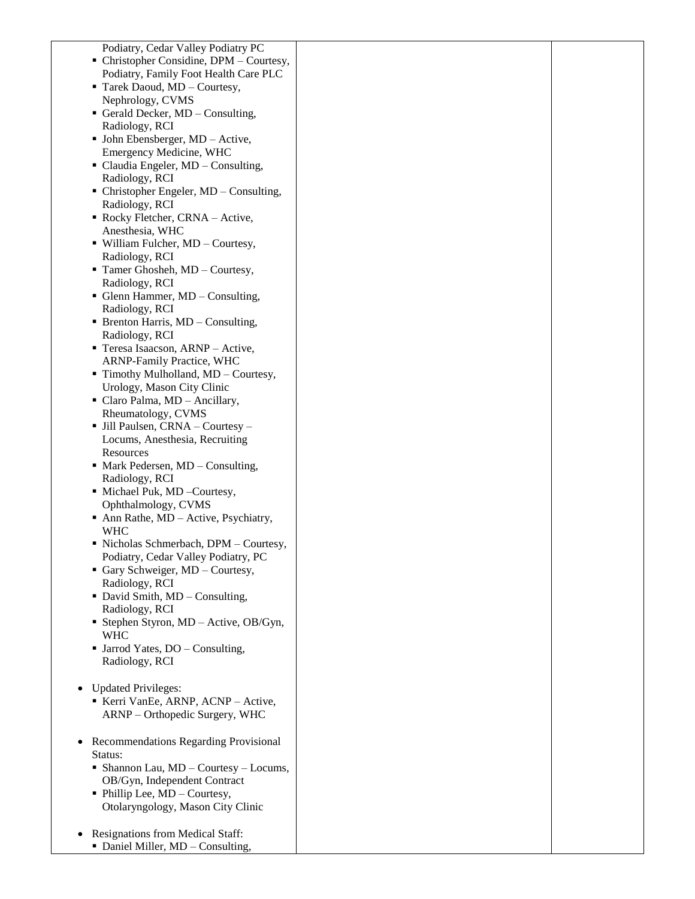| | | |
|---|---|---|
| Podiatry, Cedar Valley Podiatry PC<br>▪ Christopher Considine, DPM – Courtesy, Podiatry, Family Foot Health Care PLC<br>▪ Tarek Daoud, MD – Courtesy, Nephrology, CVMS<br>▪ Gerald Decker, MD – Consulting, Radiology, RCI<br>▪ John Ebensberger, MD – Active, Emergency Medicine, WHC<br>▪ Claudia Engeler, MD – Consulting, Radiology, RCI<br>▪ Christopher Engeler, MD – Consulting, Radiology, RCI<br>▪ Rocky Fletcher, CRNA – Active, Anesthesia, WHC<br>▪ William Fulcher, MD – Courtesy, Radiology, RCI<br>▪ Tamer Ghosheh, MD – Courtesy, Radiology, RCI<br>▪ Glenn Hammer, MD – Consulting, Radiology, RCI<br>▪ Brenton Harris, MD – Consulting, Radiology, RCI<br>▪ Teresa Isaacson, ARNP – Active, ARNP-Family Practice, WHC<br>▪ Timothy Mulholland, MD – Courtesy, Urology, Mason City Clinic<br>▪ Claro Palma, MD – Ancillary, Rheumatology, CVMS<br>▪ Jill Paulsen, CRNA – Courtesy – Locums, Anesthesia, Recruiting Resources<br>▪ Mark Pedersen, MD – Consulting, Radiology, RCI<br>▪ Michael Puk, MD –Courtesy, Ophthalmology, CVMS<br>▪ Ann Rathe, MD – Active, Psychiatry, WHC<br>▪ Nicholas Schmerbach, DPM – Courtesy, Podiatry, Cedar Valley Podiatry, PC<br>▪ Gary Schweiger, MD – Courtesy, Radiology, RCI<br>▪ David Smith, MD – Consulting, Radiology, RCI<br>▪ Stephen Styron, MD – Active, OB/Gyn, WHC<br>▪ Jarrod Yates, DO – Consulting, Radiology, RCI<br><br>• Updated Privileges:<br>▪ Kerri VanEe, ARNP, ACNP – Active, ARNP – Orthopedic Surgery, WHC<br><br>• Recommendations Regarding Provisional Status:<br>▪ Shannon Lau, MD – Courtesy – Locums, OB/Gyn, Independent Contract<br>▪ Phillip Lee, MD – Courtesy, Otolaryngology, Mason City Clinic<br><br>• Resignations from Medical Staff:<br>▪ Daniel Miller, MD – Consulting, | | |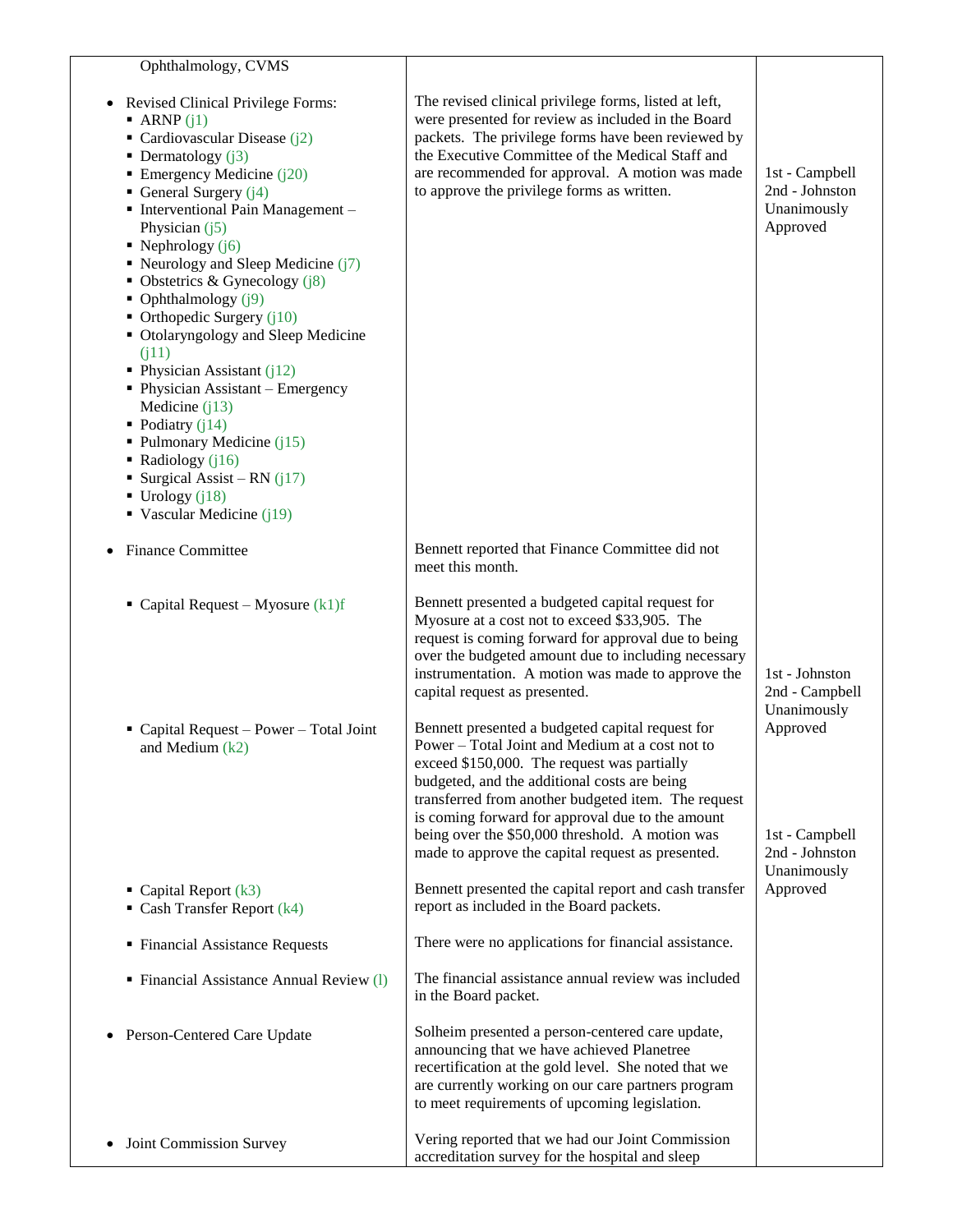| | | |
|---|---|---|
| Ophthalmology, CVMS | | |
| • Revised Clinical Privilege Forms:<br>▪ ARNP (j1)<br>▪ Cardiovascular Disease (j2)<br>▪ Dermatology (j3)<br>▪ Emergency Medicine (j20)<br>▪ General Surgery (j4)<br>▪ Interventional Pain Management – Physician (j5)<br>▪ Nephrology (j6)<br>▪ Neurology and Sleep Medicine (j7)<br>▪ Obstetrics & Gynecology (j8)<br>▪ Ophthalmology (j9)<br>▪ Orthopedic Surgery (j10)<br>▪ Otolaryngology and Sleep Medicine (j11)<br>▪ Physician Assistant (j12)<br>▪ Physician Assistant – Emergency Medicine (j13)<br>▪ Podiatry (j14)<br>▪ Pulmonary Medicine (j15)<br>▪ Radiology (j16)<br>▪ Surgical Assist – RN (j17)<br>▪ Urology (j18)<br>▪ Vascular Medicine (j19) | The revised clinical privilege forms, listed at left, were presented for review as included in the Board packets. The privilege forms have been reviewed by the Executive Committee of the Medical Staff and are recommended for approval. A motion was made to approve the privilege forms as written. | 1st - Campbell<br>2nd - Johnston<br>Unanimously Approved |
| • Finance Committee | Bennett reported that Finance Committee did not meet this month. | |
| ▪ Capital Request – Myosure (k1)f | Bennett presented a budgeted capital request for Myosure at a cost not to exceed $33,905. The request is coming forward for approval due to being over the budgeted amount due to including necessary instrumentation. A motion was made to approve the capital request as presented. | 1st - Johnston<br>2nd - Campbell<br>Unanimously Approved |
| ▪ Capital Request – Power – Total Joint and Medium (k2) | Bennett presented a budgeted capital request for Power – Total Joint and Medium at a cost not to exceed $150,000. The request was partially budgeted, and the additional costs are being transferred from another budgeted item. The request is coming forward for approval due to the amount being over the $50,000 threshold. A motion was made to approve the capital request as presented. | 1st - Campbell<br>2nd - Johnston<br>Unanimously Approved |
| ▪ Capital Report (k3)<br>▪ Cash Transfer Report (k4) | Bennett presented the capital report and cash transfer report as included in the Board packets. | |
| ▪ Financial Assistance Requests | There were no applications for financial assistance. | |
| ▪ Financial Assistance Annual Review (l) | The financial assistance annual review was included in the Board packet. | |
| • Person-Centered Care Update | Solheim presented a person-centered care update, announcing that we have achieved Planetree recertification at the gold level. She noted that we are currently working on our care partners program to meet requirements of upcoming legislation. | |
| • Joint Commission Survey | Vering reported that we had our Joint Commission accreditation survey for the hospital and sleep | |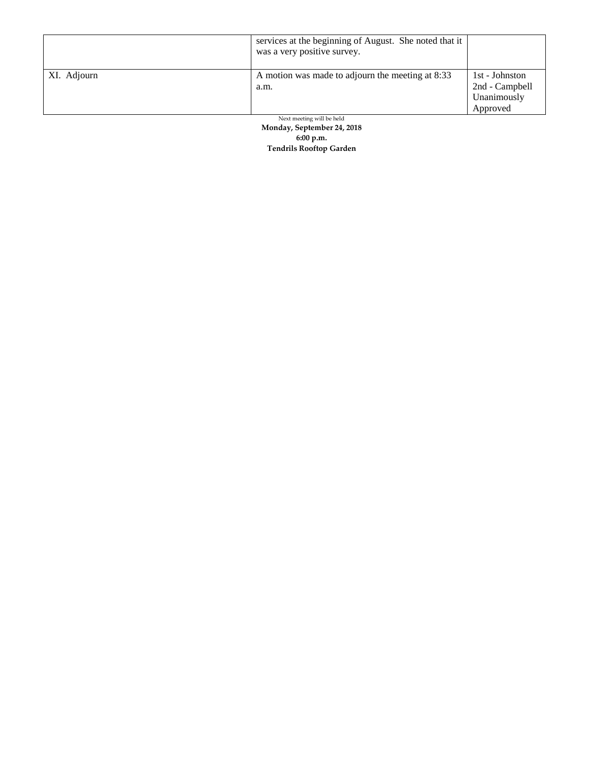| | | |
|---|---|---|
| | services at the beginning of August. She noted that it was a very positive survey. | |
| XI. Adjourn | A motion was made to adjourn the meeting at 8:33 a.m. | 1st - Johnston<br>2nd - Campbell<br>Unanimously Approved |

Next meeting will be held

**Monday, September 24, 2018**

**6:00 p.m.**

**Tendrils Rooftop Garden**